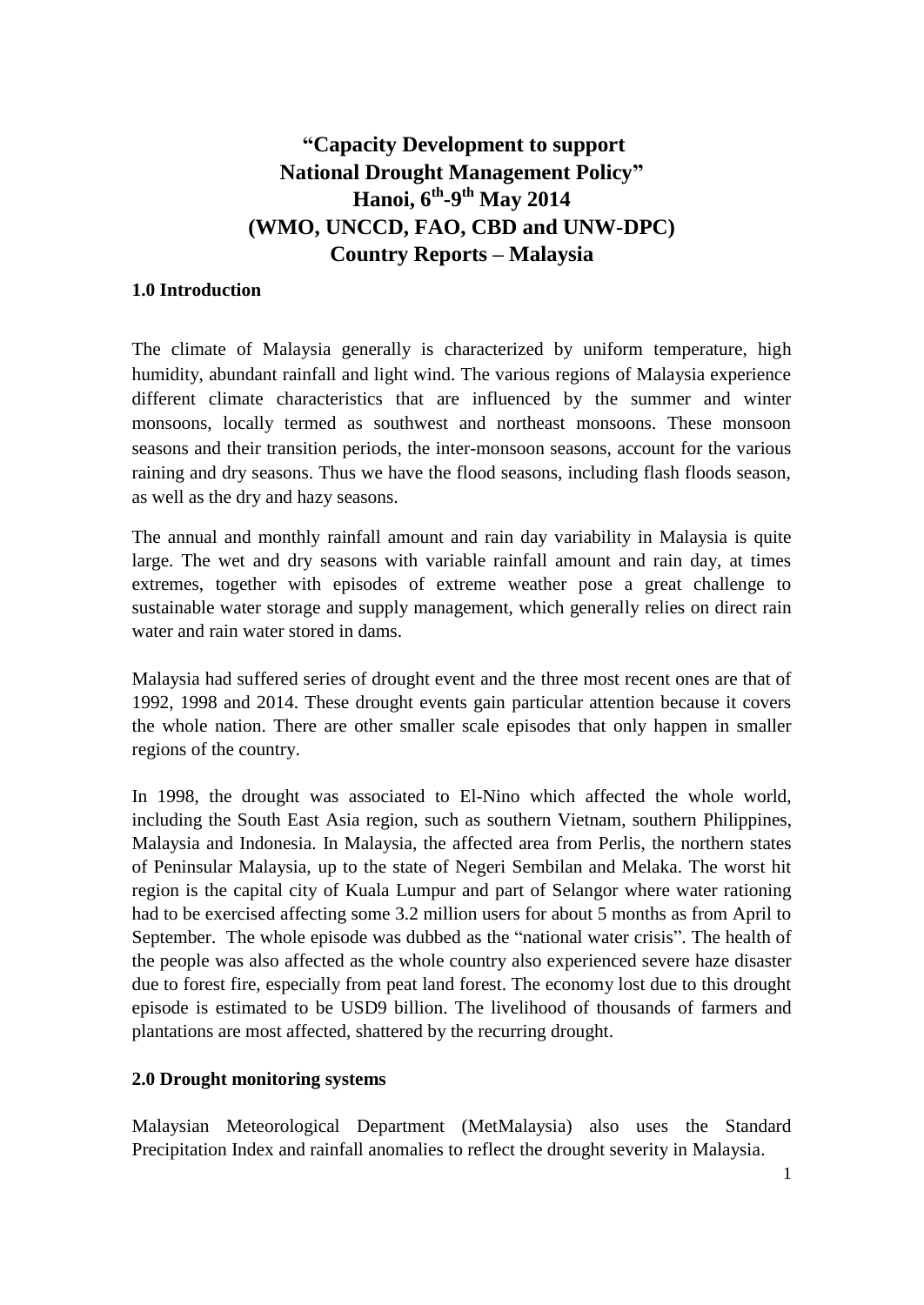# "Capacity Development to support National Drought Management Policy" Hanoi, 6th-9th May 2014 (WMO, UNCCD, FAO, CBD and UNW-DPC) Country Reports – Malaysia

## 1.0 Introduction

The climate of Malaysia generally is characterized by uniform temperature, high humidity, abundant rainfall and light wind. The various regions of Malaysia experience different climate characteristics that are influenced by the summer and winter monsoons, locally termed as southwest and northeast monsoons. These monsoon seasons and their transition periods, the inter-monsoon seasons, account for the various raining and dry seasons. Thus we have the flood seasons, including flash floods season, as well as the dry and hazy seasons.

The annual and monthly rainfall amount and rain day variability in Malaysia is quite large. The wet and dry seasons with variable rainfall amount and rain day, at times extremes, together with episodes of extreme weather pose a great challenge to sustainable water storage and supply management, which generally relies on direct rain water and rain water stored in dams.

Malaysia had suffered series of drought event and the three most recent ones are that of 1992, 1998 and 2014. These drought events gain particular attention because it covers the whole nation. There are other smaller scale episodes that only happen in smaller regions of the country.

In 1998, the drought was associated to El-Nino which affected the whole world, including the South East Asia region, such as southern Vietnam, southern Philippines, Malaysia and Indonesia. In Malaysia, the affected area from Perlis, the northern states of Peninsular Malaysia, up to the state of Negeri Sembilan and Melaka. The worst hit region is the capital city of Kuala Lumpur and part of Selangor where water rationing had to be exercised affecting some 3.2 million users for about 5 months as from April to September. The whole episode was dubbed as the "national water crisis". The health of the people was also affected as the whole country also experienced severe haze disaster due to forest fire, especially from peat land forest. The economy lost due to this drought episode is estimated to be USD9 billion. The livelihood of thousands of farmers and plantations are most affected, shattered by the recurring drought.

## 2.0 Drought monitoring systems

Malaysian Meteorological Department (MetMalaysia) also uses the Standard Precipitation Index and rainfall anomalies to reflect the drought severity in Malaysia.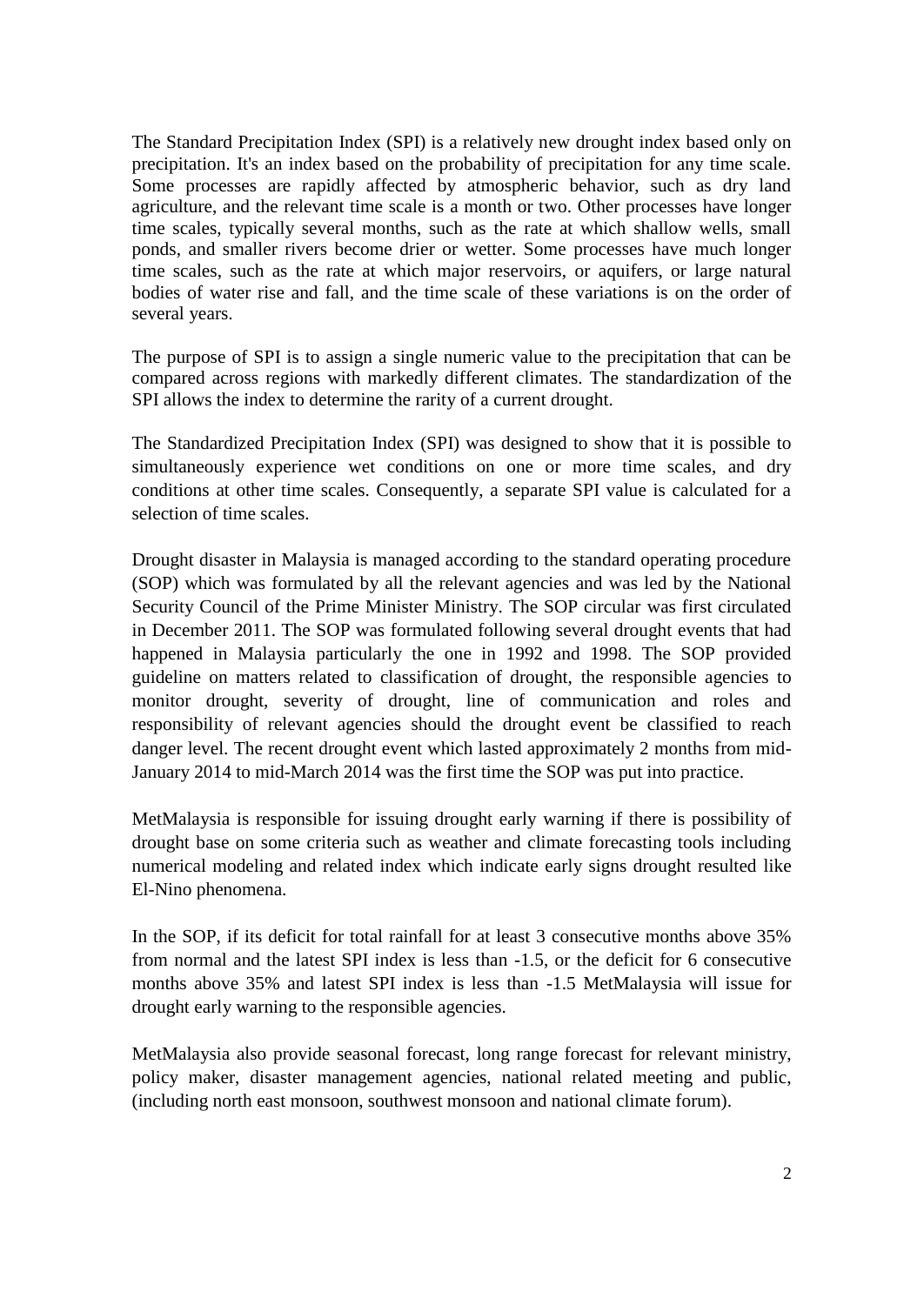The Standard Precipitation Index (SPI) is a relatively new drought index based only on precipitation. It's an index based on the probability of precipitation for any time scale. Some processes are rapidly affected by atmospheric behavior, such as dry land agriculture, and the relevant time scale is a month or two. Other processes have longer time scales, typically several months, such as the rate at which shallow wells, small ponds, and smaller rivers become drier or wetter. Some processes have much longer time scales, such as the rate at which major reservoirs, or aquifers, or large natural bodies of water rise and fall, and the time scale of these variations is on the order of several years.

The purpose of SPI is to assign a single numeric value to the precipitation that can be compared across regions with markedly different climates. The standardization of the SPI allows the index to determine the rarity of a current drought.

The Standardized Precipitation Index (SPI) was designed to show that it is possible to simultaneously experience wet conditions on one or more time scales, and dry conditions at other time scales. Consequently, a separate SPI value is calculated for a selection of time scales.

Drought disaster in Malaysia is managed according to the standard operating procedure (SOP) which was formulated by all the relevant agencies and was led by the National Security Council of the Prime Minister Ministry. The SOP circular was first circulated in December 2011. The SOP was formulated following several drought events that had happened in Malaysia particularly the one in 1992 and 1998. The SOP provided guideline on matters related to classification of drought, the responsible agencies to monitor drought, severity of drought, line of communication and roles and responsibility of relevant agencies should the drought event be classified to reach danger level. The recent drought event which lasted approximately 2 months from mid-January 2014 to mid-March 2014 was the first time the SOP was put into practice.

MetMalaysia is responsible for issuing drought early warning if there is possibility of drought base on some criteria such as weather and climate forecasting tools including numerical modeling and related index which indicate early signs drought resulted like El-Nino phenomena.

In the SOP, if its deficit for total rainfall for at least 3 consecutive months above 35% from normal and the latest SPI index is less than -1.5, or the deficit for 6 consecutive months above 35% and latest SPI index is less than -1.5 MetMalaysia will issue for drought early warning to the responsible agencies.

MetMalaysia also provide seasonal forecast, long range forecast for relevant ministry, policy maker, disaster management agencies, national related meeting and public, (including north east monsoon, southwest monsoon and national climate forum).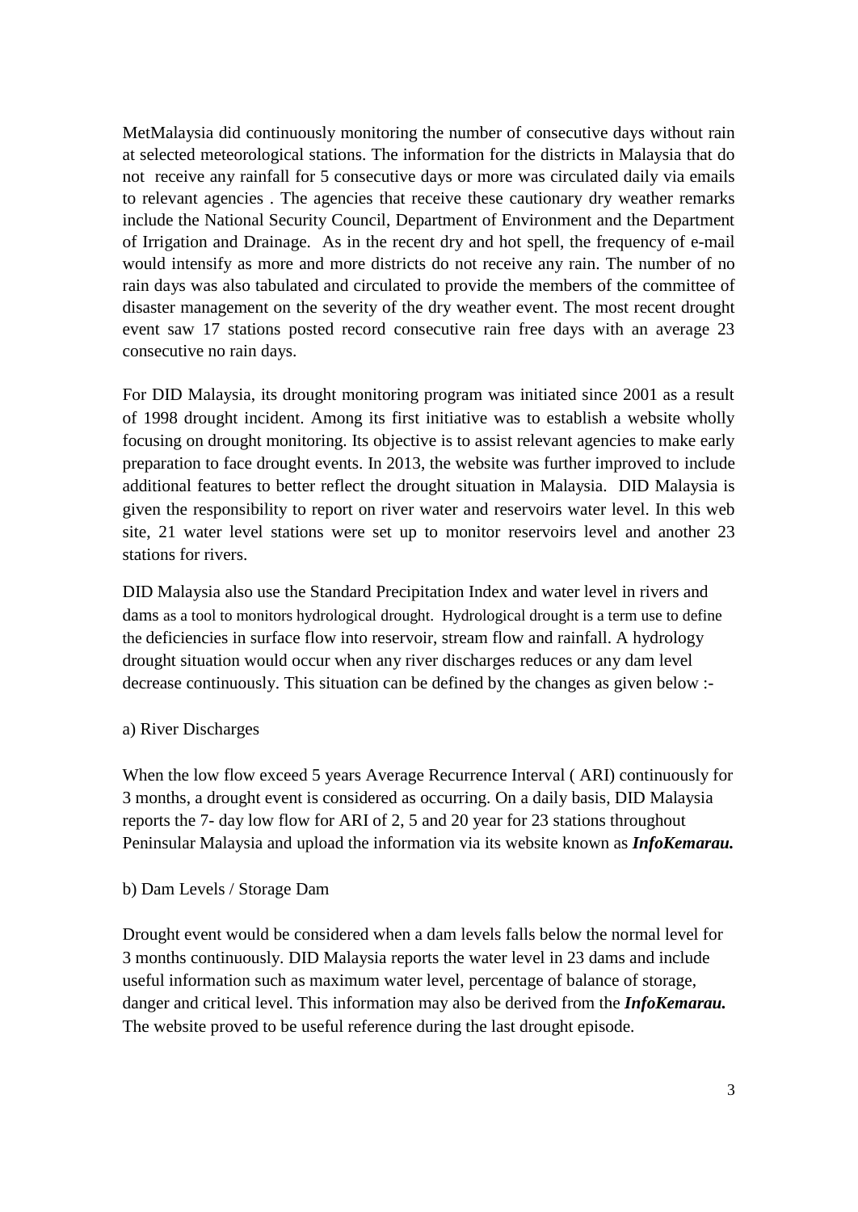MetMalaysia did continuously monitoring the number of consecutive days without rain at selected meteorological stations. The information for the districts in Malaysia that do not receive any rainfall for 5 consecutive days or more was circulated daily via emails to relevant agencies . The agencies that receive these cautionary dry weather remarks include the National Security Council, Department of Environment and the Department of Irrigation and Drainage. As in the recent dry and hot spell, the frequency of e-mail would intensify as more and more districts do not receive any rain. The number of no rain days was also tabulated and circulated to provide the members of the committee of disaster management on the severity of the dry weather event. The most recent drought event saw 17 stations posted record consecutive rain free days with an average 23 consecutive no rain days.

For DID Malaysia, its drought monitoring program was initiated since 2001 as a result of 1998 drought incident. Among its first initiative was to establish a website wholly focusing on drought monitoring. Its objective is to assist relevant agencies to make early preparation to face drought events. In 2013, the website was further improved to include additional features to better reflect the drought situation in Malaysia. DID Malaysia is given the responsibility to report on river water and reservoirs water level. In this web site, 21 water level stations were set up to monitor reservoirs level and another 23 stations for rivers.

DID Malaysia also use the Standard Precipitation Index and water level in rivers and dams as a tool to monitors hydrological drought. Hydrological drought is a term use to define the deficiencies in surface flow into reservoir, stream flow and rainfall. A hydrology drought situation would occur when any river discharges reduces or any dam level decrease continuously. This situation can be defined by the changes as given below :-

a) River Discharges

When the low flow exceed 5 years Average Recurrence Interval ( ARI) continuously for 3 months, a drought event is considered as occurring. On a daily basis, DID Malaysia reports the 7- day low flow for ARI of 2, 5 and 20 year for 23 stations throughout Peninsular Malaysia and upload the information via its website known as ***InfoKemarau.***

b) Dam Levels / Storage Dam

Drought event would be considered when a dam levels falls below the normal level for 3 months continuously. DID Malaysia reports the water level in 23 dams and include useful information such as maximum water level, percentage of balance of storage, danger and critical level. This information may also be derived from the ***InfoKemarau.*** The website proved to be useful reference during the last drought episode.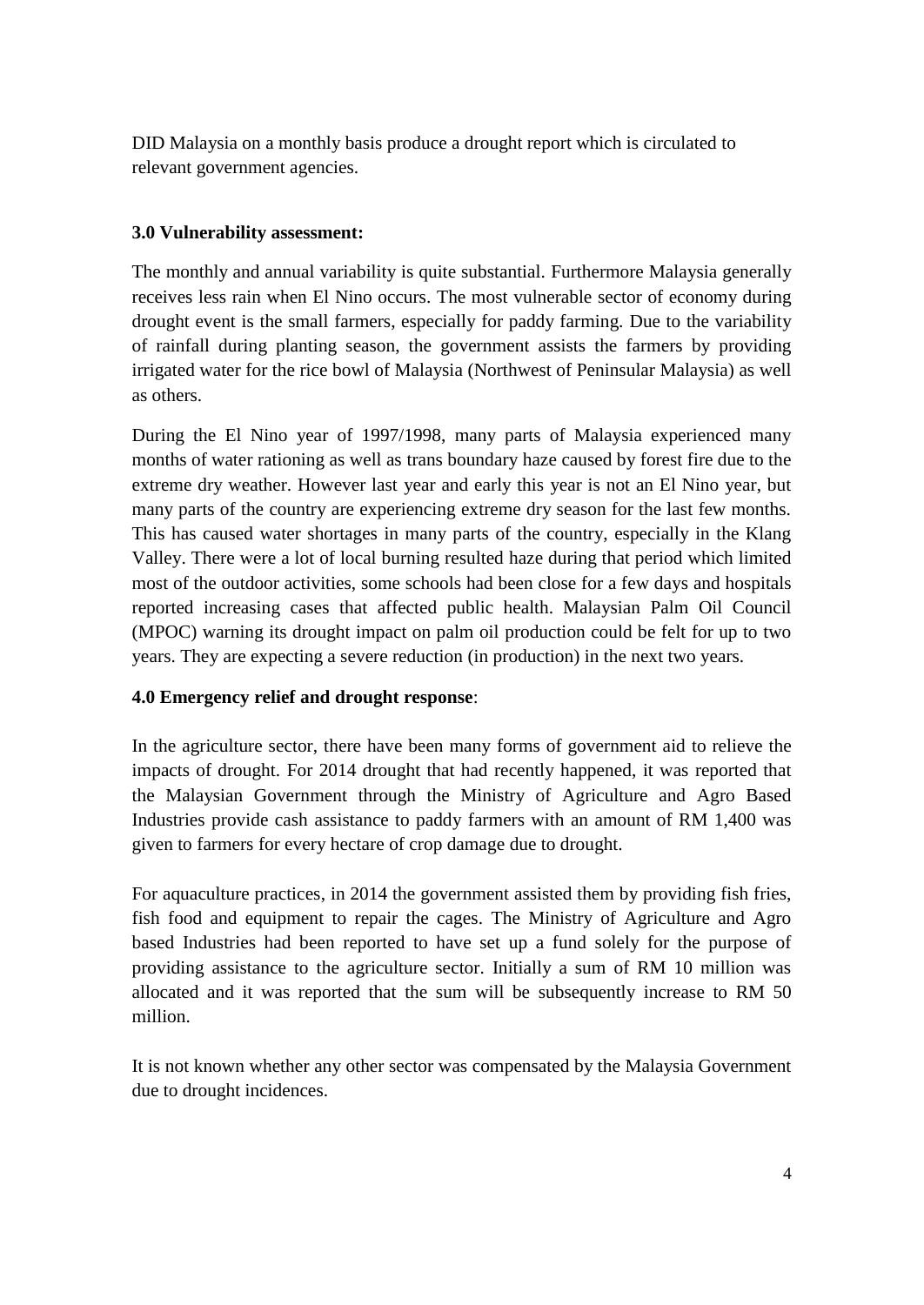DID Malaysia on a monthly basis produce a drought report which is circulated to relevant government agencies.

### 3.0 Vulnerability assessment:

The monthly and annual variability is quite substantial. Furthermore Malaysia generally receives less rain when El Nino occurs. The most vulnerable sector of economy during drought event is the small farmers, especially for paddy farming. Due to the variability of rainfall during planting season, the government assists the farmers by providing irrigated water for the rice bowl of Malaysia (Northwest of Peninsular Malaysia) as well as others.

During the El Nino year of 1997/1998, many parts of Malaysia experienced many months of water rationing as well as trans boundary haze caused by forest fire due to the extreme dry weather. However last year and early this year is not an El Nino year, but many parts of the country are experiencing extreme dry season for the last few months. This has caused water shortages in many parts of the country, especially in the Klang Valley. There were a lot of local burning resulted haze during that period which limited most of the outdoor activities, some schools had been close for a few days and hospitals reported increasing cases that affected public health. Malaysian Palm Oil Council (MPOC) warning its drought impact on palm oil production could be felt for up to two years. They are expecting a severe reduction (in production) in the next two years.

### 4.0 Emergency relief and drought response:

In the agriculture sector, there have been many forms of government aid to relieve the impacts of drought. For 2014 drought that had recently happened, it was reported that the Malaysian Government through the Ministry of Agriculture and Agro Based Industries provide cash assistance to paddy farmers with an amount of RM 1,400 was given to farmers for every hectare of crop damage due to drought.

For aquaculture practices, in 2014 the government assisted them by providing fish fries, fish food and equipment to repair the cages. The Ministry of Agriculture and Agro based Industries had been reported to have set up a fund solely for the purpose of providing assistance to the agriculture sector. Initially a sum of RM 10 million was allocated and it was reported that the sum will be subsequently increase to RM 50 million.

It is not known whether any other sector was compensated by the Malaysia Government due to drought incidences.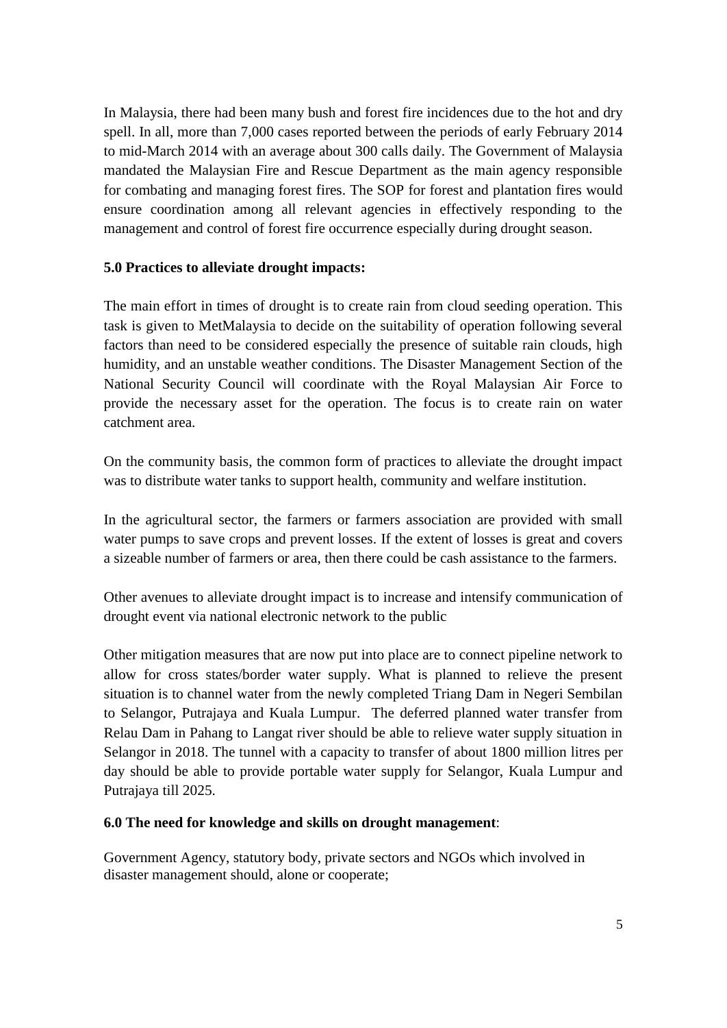In Malaysia, there had been many bush and forest fire incidences due to the hot and dry spell. In all, more than 7,000 cases reported between the periods of early February 2014 to mid-March 2014 with an average about 300 calls daily. The Government of Malaysia mandated the Malaysian Fire and Rescue Department as the main agency responsible for combating and managing forest fires. The SOP for forest and plantation fires would ensure coordination among all relevant agencies in effectively responding to the management and control of forest fire occurrence especially during drought season.

**5.0 Practices to alleviate drought impacts:**

The main effort in times of drought is to create rain from cloud seeding operation. This task is given to MetMalaysia to decide on the suitability of operation following several factors than need to be considered especially the presence of suitable rain clouds, high humidity, and an unstable weather conditions. The Disaster Management Section of the National Security Council will coordinate with the Royal Malaysian Air Force to provide the necessary asset for the operation. The focus is to create rain on water catchment area.

On the community basis, the common form of practices to alleviate the drought impact was to distribute water tanks to support health, community and welfare institution.

In the agricultural sector, the farmers or farmers association are provided with small water pumps to save crops and prevent losses. If the extent of losses is great and covers a sizeable number of farmers or area, then there could be cash assistance to the farmers.

Other avenues to alleviate drought impact is to increase and intensify communication of drought event via national electronic network to the public

Other mitigation measures that are now put into place are to connect pipeline network to allow for cross states/border water supply. What is planned to relieve the present situation is to channel water from the newly completed Triang Dam in Negeri Sembilan to Selangor, Putrajaya and Kuala Lumpur. The deferred planned water transfer from Relau Dam in Pahang to Langat river should be able to relieve water supply situation in Selangor in 2018. The tunnel with a capacity to transfer of about 1800 million litres per day should be able to provide portable water supply for Selangor, Kuala Lumpur and Putrajaya till 2025.

**6.0 The need for knowledge and skills on drought management**:

Government Agency, statutory body, private sectors and NGOs which involved in disaster management should, alone or cooperate;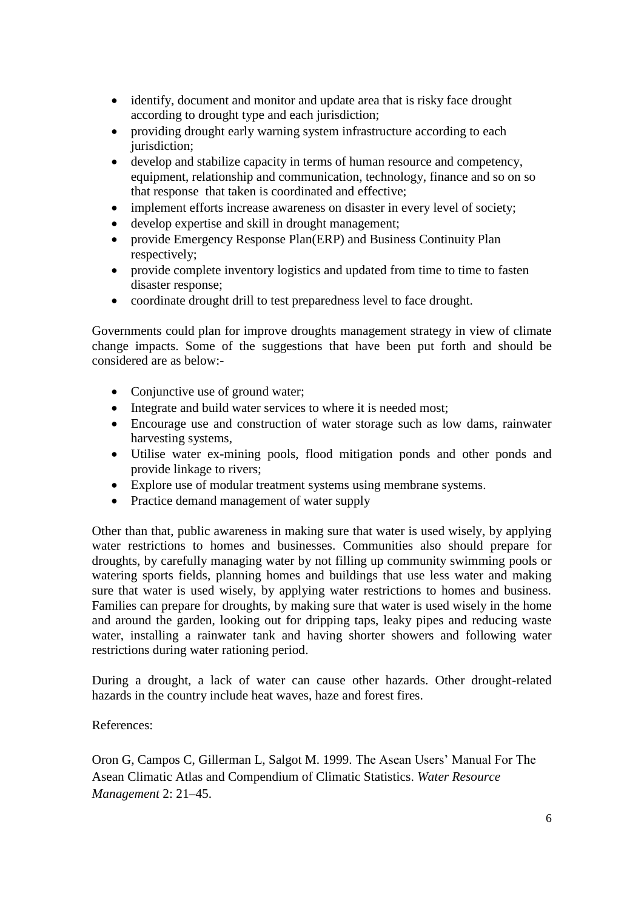- identify, document and monitor and update area that is risky face drought according to drought type and each jurisdiction;
- providing drought early warning system infrastructure according to each jurisdiction;
- develop and stabilize capacity in terms of human resource and competency, equipment, relationship and communication, technology, finance and so on so that response that taken is coordinated and effective;
- implement efforts increase awareness on disaster in every level of society;
- develop expertise and skill in drought management;
- provide Emergency Response Plan(ERP) and Business Continuity Plan respectively;
- provide complete inventory logistics and updated from time to time to fasten disaster response;
- coordinate drought drill to test preparedness level to face drought.

Governments could plan for improve droughts management strategy in view of climate change impacts. Some of the suggestions that have been put forth and should be considered are as below:-

- Conjunctive use of ground water;
- Integrate and build water services to where it is needed most;
- Encourage use and construction of water storage such as low dams, rainwater harvesting systems,
- Utilise water ex-mining pools, flood mitigation ponds and other ponds and provide linkage to rivers;
- Explore use of modular treatment systems using membrane systems.
- Practice demand management of water supply

Other than that, public awareness in making sure that water is used wisely, by applying water restrictions to homes and businesses. Communities also should prepare for droughts, by carefully managing water by not filling up community swimming pools or watering sports fields, planning homes and buildings that use less water and making sure that water is used wisely, by applying water restrictions to homes and business. Families can prepare for droughts, by making sure that water is used wisely in the home and around the garden, looking out for dripping taps, leaky pipes and reducing waste water, installing a rainwater tank and having shorter showers and following water restrictions during water rationing period.

During a drought, a lack of water can cause other hazards. Other drought-related hazards in the country include heat waves, haze and forest fires.

References:

Oron G, Campos C, Gillerman L, Salgot M. 1999. The Asean Users' Manual For The Asean Climatic Atlas and Compendium of Climatic Statistics. *Water Resource Management* 2: 21–45.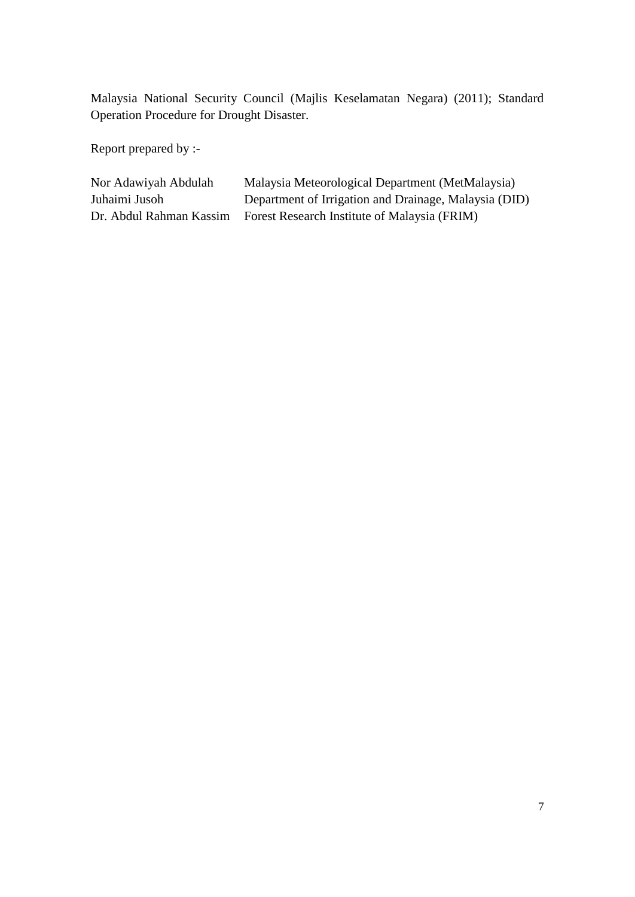Malaysia National Security Council (Majlis Keselamatan Negara) (2011); Standard Operation Procedure for Drought Disaster.

Report prepared by :-

| | |
|---|---|
| Nor Adawiyah Abdulah | Malaysia Meteorological Department (MetMalaysia) |
| Juhaimi Jusoh | Department of Irrigation and Drainage, Malaysia (DID) |
| Dr. Abdul Rahman Kassim | Forest Research Institute of Malaysia (FRIM) |